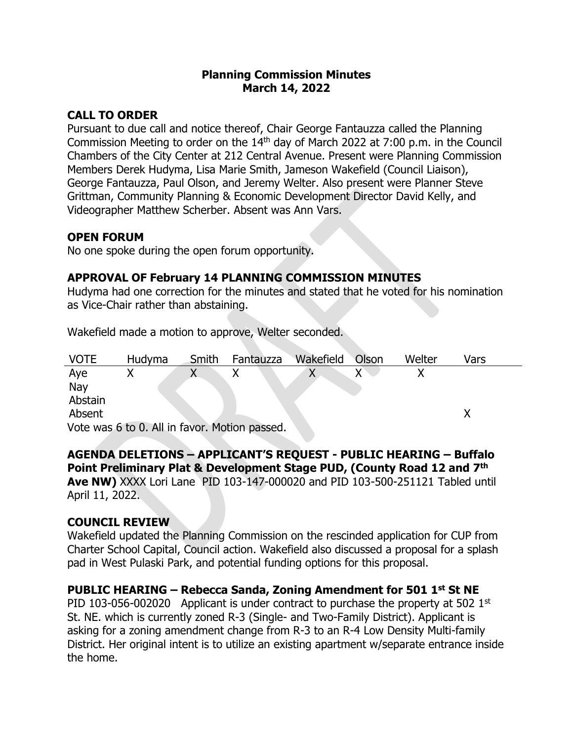# Planning Commission Minutes
## March 14, 2022

### CALL TO ORDER

Pursuant to due call and notice thereof, Chair George Fantauzza called the Planning Commission Meeting to order on the 14th day of March 2022 at 7:00 p.m. in the Council Chambers of the City Center at 212 Central Avenue. Present were Planning Commission Members Derek Hudyma, Lisa Marie Smith, Jameson Wakefield (Council Liaison), George Fantauzza, Paul Olson, and Jeremy Welter. Also present were Planner Steve Grittman, Community Planning & Economic Development Director David Kelly, and Videographer Matthew Scherber. Absent was Ann Vars.

### OPEN FORUM

No one spoke during the open forum opportunity.

### APPROVAL OF February 14 PLANNING COMMISSION MINUTES

Hudyma had one correction for the minutes and stated that he voted for his nomination as Vice-Chair rather than abstaining.

Wakefield made a motion to approve, Welter seconded.

| VOTE | Hudyma | Smith | Fantauzza | Wakefield | Olson | Welter | Vars |
|---|---|---|---|---|---|---|---|
| Aye | X | X | X | X | X | X | |
| Nay | | | | | | | |
| Abstain | | | | | | | |
| Absent | | | | | | | X |

Vote was 6 to 0. All in favor. Motion passed.

**AGENDA DELETIONS – APPLICANT'S REQUEST - PUBLIC HEARING – Buffalo Point Preliminary Plat & Development Stage PUD, (County Road 12 and 7th Ave NW)** XXXX Lori Lane PID 103-147-000020 and PID 103-500-251121 Tabled until April 11, 2022.

### COUNCIL REVIEW

Wakefield updated the Planning Commission on the rescinded application for CUP from Charter School Capital, Council action. Wakefield also discussed a proposal for a splash pad in West Pulaski Park, and potential funding options for this proposal.

### PUBLIC HEARING – Rebecca Sanda, Zoning Amendment for 501 1st St NE

PID 103-056-002020 Applicant is under contract to purchase the property at 502 1st St. NE. which is currently zoned R-3 (Single- and Two-Family District). Applicant is asking for a zoning amendment change from R-3 to an R-4 Low Density Multi-family District. Her original intent is to utilize an existing apartment w/separate entrance inside the home.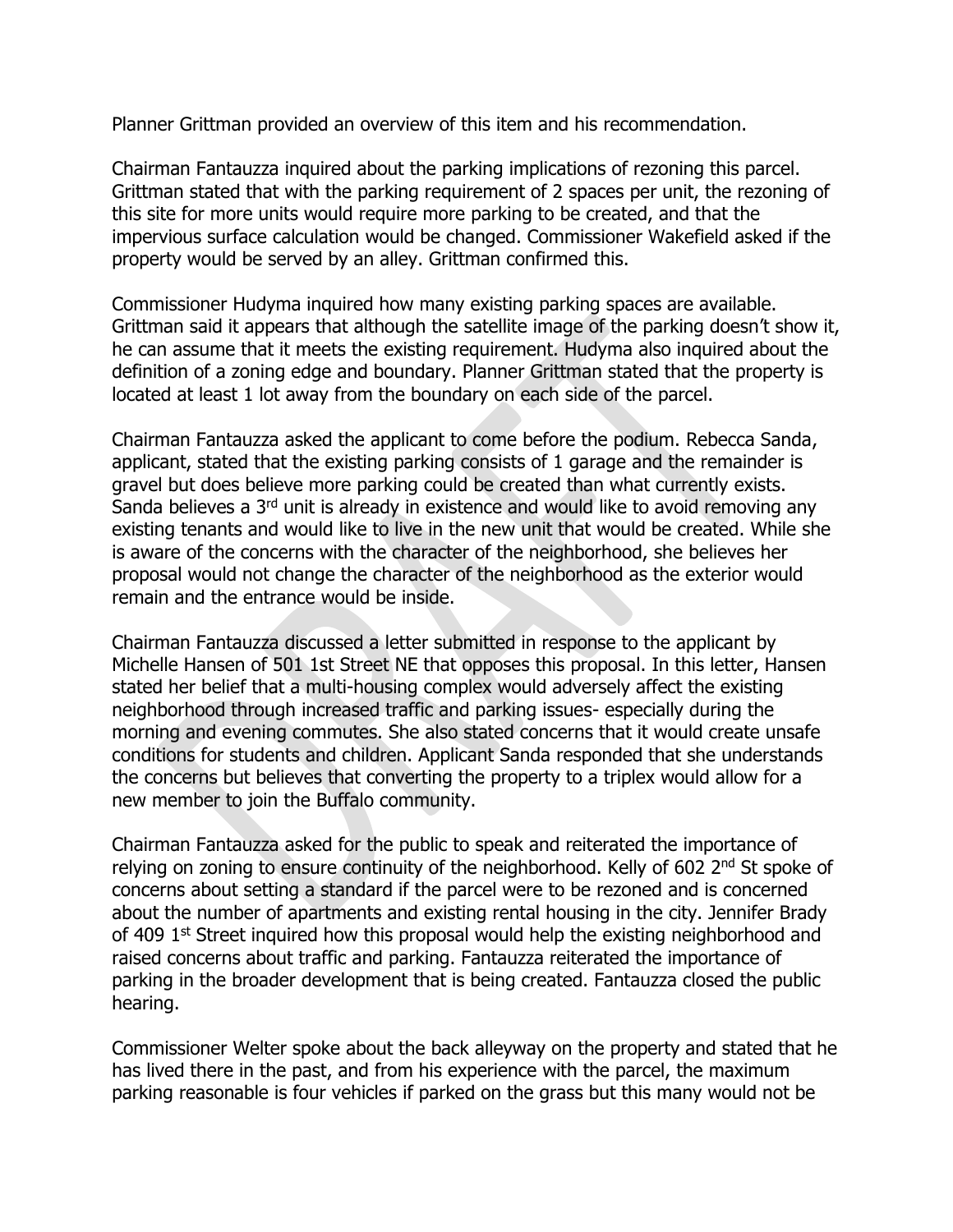Planner Grittman provided an overview of this item and his recommendation.

Chairman Fantauzza inquired about the parking implications of rezoning this parcel. Grittman stated that with the parking requirement of 2 spaces per unit, the rezoning of this site for more units would require more parking to be created, and that the impervious surface calculation would be changed. Commissioner Wakefield asked if the property would be served by an alley. Grittman confirmed this.

Commissioner Hudyma inquired how many existing parking spaces are available. Grittman said it appears that although the satellite image of the parking doesn't show it, he can assume that it meets the existing requirement. Hudyma also inquired about the definition of a zoning edge and boundary. Planner Grittman stated that the property is located at least 1 lot away from the boundary on each side of the parcel.

Chairman Fantauzza asked the applicant to come before the podium. Rebecca Sanda, applicant, stated that the existing parking consists of 1 garage and the remainder is gravel but does believe more parking could be created than what currently exists. Sanda believes a 3rd unit is already in existence and would like to avoid removing any existing tenants and would like to live in the new unit that would be created. While she is aware of the concerns with the character of the neighborhood, she believes her proposal would not change the character of the neighborhood as the exterior would remain and the entrance would be inside.

Chairman Fantauzza discussed a letter submitted in response to the applicant by Michelle Hansen of 501 1st Street NE that opposes this proposal. In this letter, Hansen stated her belief that a multi-housing complex would adversely affect the existing neighborhood through increased traffic and parking issues- especially during the morning and evening commutes. She also stated concerns that it would create unsafe conditions for students and children. Applicant Sanda responded that she understands the concerns but believes that converting the property to a triplex would allow for a new member to join the Buffalo community.

Chairman Fantauzza asked for the public to speak and reiterated the importance of relying on zoning to ensure continuity of the neighborhood. Kelly of 602 2nd St spoke of concerns about setting a standard if the parcel were to be rezoned and is concerned about the number of apartments and existing rental housing in the city. Jennifer Brady of 409 1st Street inquired how this proposal would help the existing neighborhood and raised concerns about traffic and parking. Fantauzza reiterated the importance of parking in the broader development that is being created. Fantauzza closed the public hearing.

Commissioner Welter spoke about the back alleyway on the property and stated that he has lived there in the past, and from his experience with the parcel, the maximum parking reasonable is four vehicles if parked on the grass but this many would not be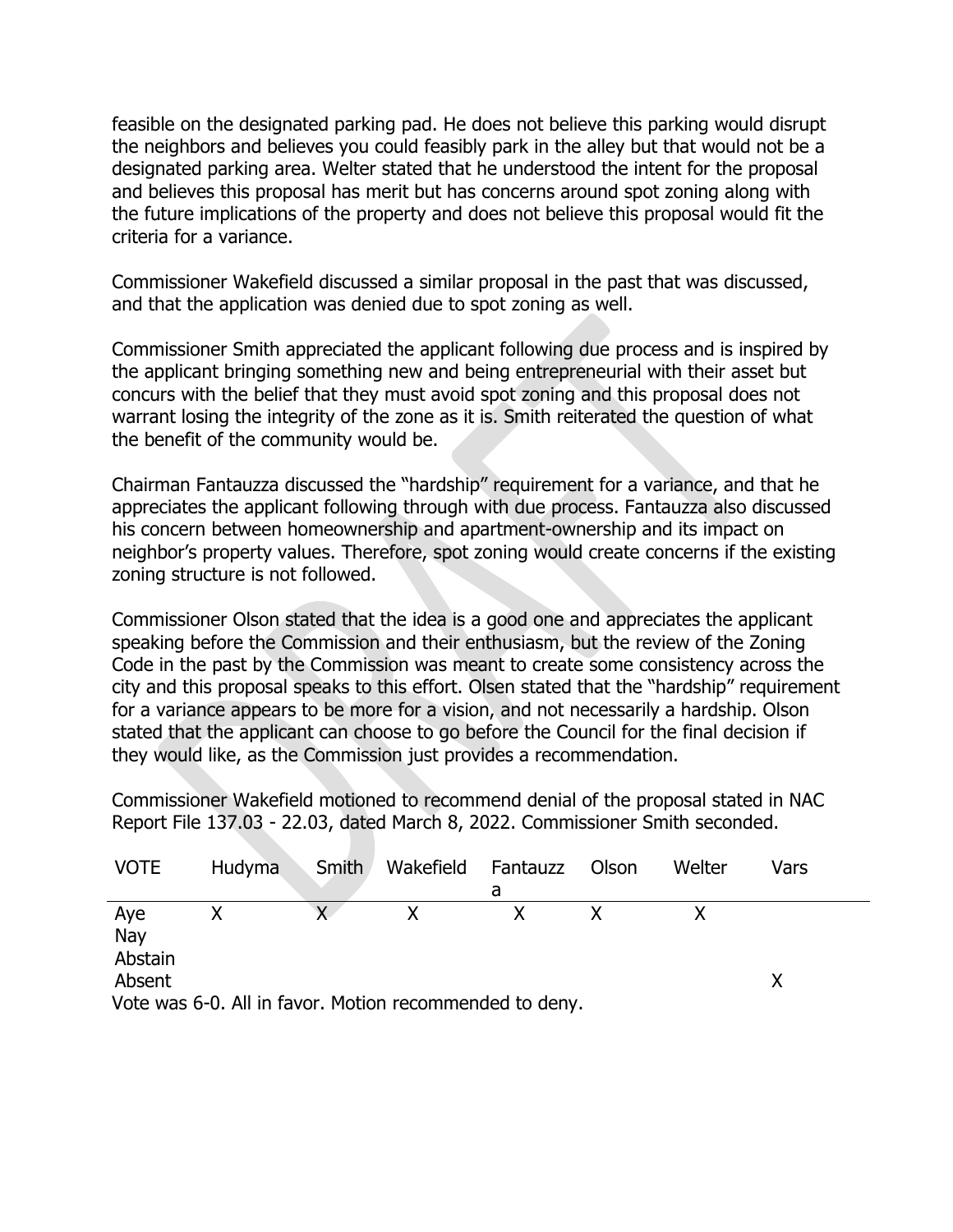feasible on the designated parking pad. He does not believe this parking would disrupt the neighbors and believes you could feasibly park in the alley but that would not be a designated parking area. Welter stated that he understood the intent for the proposal and believes this proposal has merit but has concerns around spot zoning along with the future implications of the property and does not believe this proposal would fit the criteria for a variance.

Commissioner Wakefield discussed a similar proposal in the past that was discussed, and that the application was denied due to spot zoning as well.

Commissioner Smith appreciated the applicant following due process and is inspired by the applicant bringing something new and being entrepreneurial with their asset but concurs with the belief that they must avoid spot zoning and this proposal does not warrant losing the integrity of the zone as it is. Smith reiterated the question of what the benefit of the community would be.

Chairman Fantauzza discussed the "hardship" requirement for a variance, and that he appreciates the applicant following through with due process. Fantauzza also discussed his concern between homeownership and apartment-ownership and its impact on neighbor's property values. Therefore, spot zoning would create concerns if the existing zoning structure is not followed.

Commissioner Olson stated that the idea is a good one and appreciates the applicant speaking before the Commission and their enthusiasm, but the review of the Zoning Code in the past by the Commission was meant to create some consistency across the city and this proposal speaks to this effort. Olsen stated that the "hardship" requirement for a variance appears to be more for a vision, and not necessarily a hardship. Olson stated that the applicant can choose to go before the Council for the final decision if they would like, as the Commission just provides a recommendation.

Commissioner Wakefield motioned to recommend denial of the proposal stated in NAC Report File 137.03 - 22.03, dated March 8, 2022. Commissioner Smith seconded.

| VOTE | Hudyma | Smith | Wakefield | Fantauzza | Olson | Welter | Vars |
|---|---|---|---|---|---|---|---|
| Aye | X | X | X | X | X | X | |
| Nay | | | | | | | |
| Abstain | | | | | | | |
| Absent | | | | | | | X |

Vote was 6-0. All in favor. Motion recommended to deny.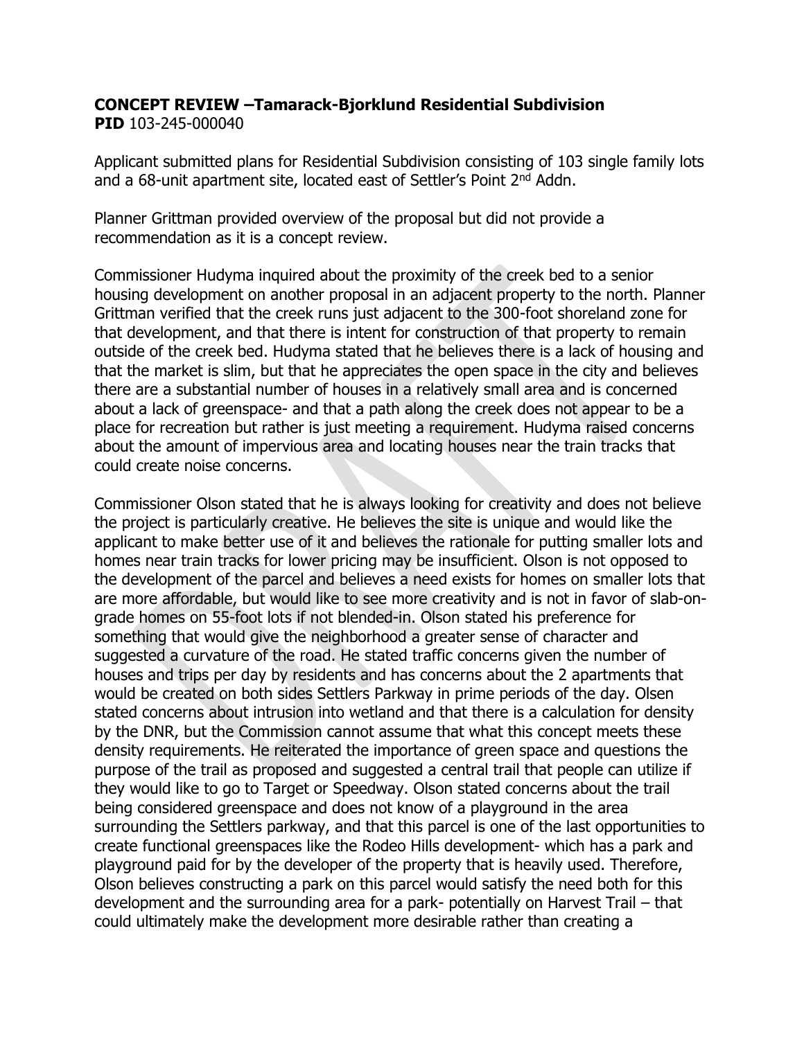**CONCEPT REVIEW –Tamarack-Bjorklund Residential Subdivision**
**PID** 103-245-000040

Applicant submitted plans for Residential Subdivision consisting of 103 single family lots and a 68-unit apartment site, located east of Settler's Point 2nd Addn.

Planner Grittman provided overview of the proposal but did not provide a recommendation as it is a concept review.

Commissioner Hudyma inquired about the proximity of the creek bed to a senior housing development on another proposal in an adjacent property to the north. Planner Grittman verified that the creek runs just adjacent to the 300-foot shoreland zone for that development, and that there is intent for construction of that property to remain outside of the creek bed. Hudyma stated that he believes there is a lack of housing and that the market is slim, but that he appreciates the open space in the city and believes there are a substantial number of houses in a relatively small area and is concerned about a lack of greenspace- and that a path along the creek does not appear to be a place for recreation but rather is just meeting a requirement. Hudyma raised concerns about the amount of impervious area and locating houses near the train tracks that could create noise concerns.

Commissioner Olson stated that he is always looking for creativity and does not believe the project is particularly creative. He believes the site is unique and would like the applicant to make better use of it and believes the rationale for putting smaller lots and homes near train tracks for lower pricing may be insufficient. Olson is not opposed to the development of the parcel and believes a need exists for homes on smaller lots that are more affordable, but would like to see more creativity and is not in favor of slab-on-grade homes on 55-foot lots if not blended-in. Olson stated his preference for something that would give the neighborhood a greater sense of character and suggested a curvature of the road. He stated traffic concerns given the number of houses and trips per day by residents and has concerns about the 2 apartments that would be created on both sides Settlers Parkway in prime periods of the day. Olsen stated concerns about intrusion into wetland and that there is a calculation for density by the DNR, but the Commission cannot assume that what this concept meets these density requirements. He reiterated the importance of green space and questions the purpose of the trail as proposed and suggested a central trail that people can utilize if they would like to go to Target or Speedway. Olson stated concerns about the trail being considered greenspace and does not know of a playground in the area surrounding the Settlers parkway, and that this parcel is one of the last opportunities to create functional greenspaces like the Rodeo Hills development- which has a park and playground paid for by the developer of the property that is heavily used. Therefore, Olson believes constructing a park on this parcel would satisfy the need both for this development and the surrounding area for a park- potentially on Harvest Trail – that could ultimately make the development more desirable rather than creating a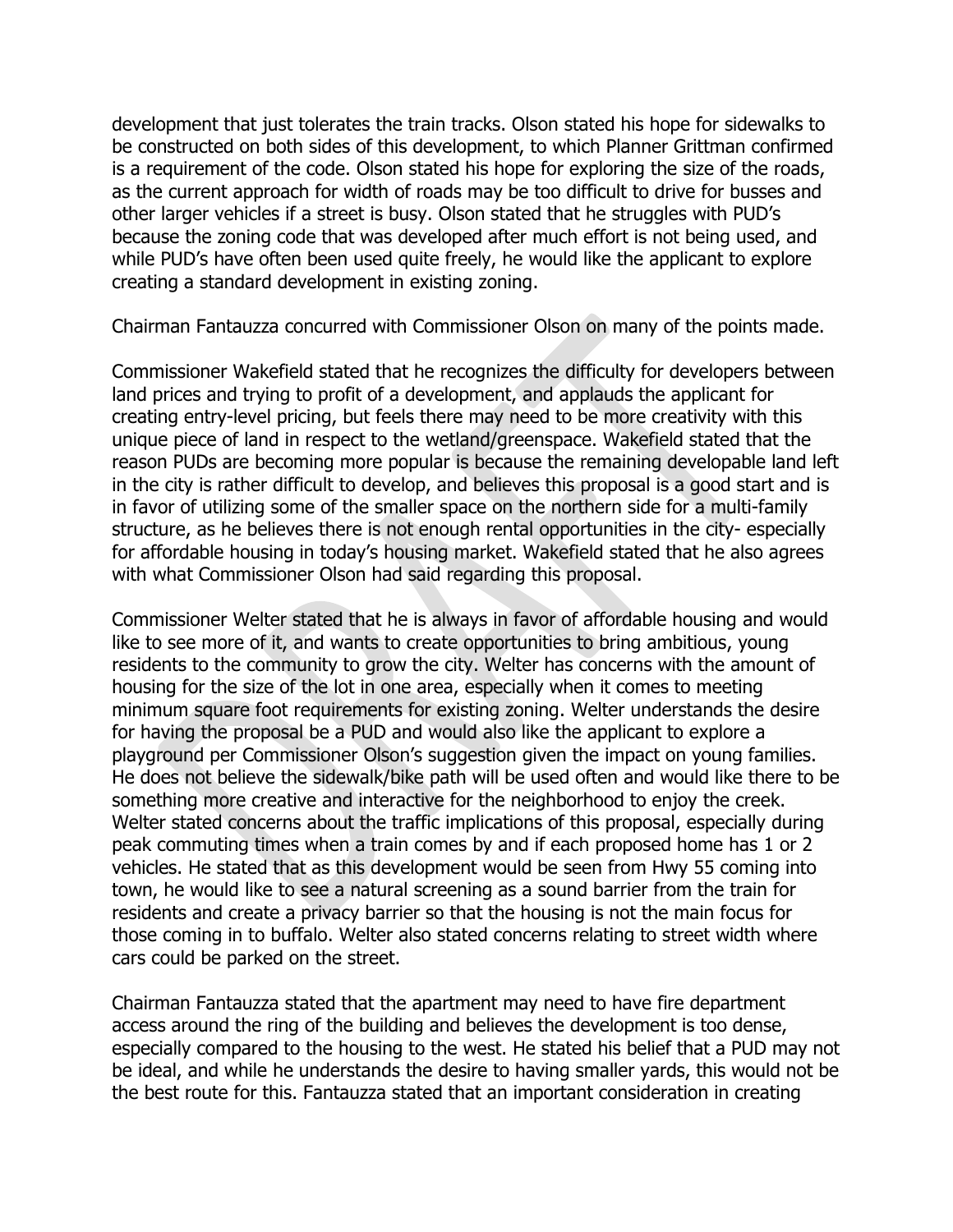development that just tolerates the train tracks. Olson stated his hope for sidewalks to be constructed on both sides of this development, to which Planner Grittman confirmed is a requirement of the code. Olson stated his hope for exploring the size of the roads, as the current approach for width of roads may be too difficult to drive for busses and other larger vehicles if a street is busy. Olson stated that he struggles with PUD's because the zoning code that was developed after much effort is not being used, and while PUD's have often been used quite freely, he would like the applicant to explore creating a standard development in existing zoning.

Chairman Fantauzza concurred with Commissioner Olson on many of the points made.

Commissioner Wakefield stated that he recognizes the difficulty for developers between land prices and trying to profit of a development, and applauds the applicant for creating entry-level pricing, but feels there may need to be more creativity with this unique piece of land in respect to the wetland/greenspace. Wakefield stated that the reason PUDs are becoming more popular is because the remaining developable land left in the city is rather difficult to develop, and believes this proposal is a good start and is in favor of utilizing some of the smaller space on the northern side for a multi-family structure, as he believes there is not enough rental opportunities in the city- especially for affordable housing in today's housing market. Wakefield stated that he also agrees with what Commissioner Olson had said regarding this proposal.

Commissioner Welter stated that he is always in favor of affordable housing and would like to see more of it, and wants to create opportunities to bring ambitious, young residents to the community to grow the city. Welter has concerns with the amount of housing for the size of the lot in one area, especially when it comes to meeting minimum square foot requirements for existing zoning. Welter understands the desire for having the proposal be a PUD and would also like the applicant to explore a playground per Commissioner Olson's suggestion given the impact on young families. He does not believe the sidewalk/bike path will be used often and would like there to be something more creative and interactive for the neighborhood to enjoy the creek. Welter stated concerns about the traffic implications of this proposal, especially during peak commuting times when a train comes by and if each proposed home has 1 or 2 vehicles. He stated that as this development would be seen from Hwy 55 coming into town, he would like to see a natural screening as a sound barrier from the train for residents and create a privacy barrier so that the housing is not the main focus for those coming in to buffalo. Welter also stated concerns relating to street width where cars could be parked on the street.

Chairman Fantauzza stated that the apartment may need to have fire department access around the ring of the building and believes the development is too dense, especially compared to the housing to the west. He stated his belief that a PUD may not be ideal, and while he understands the desire to having smaller yards, this would not be the best route for this. Fantauzza stated that an important consideration in creating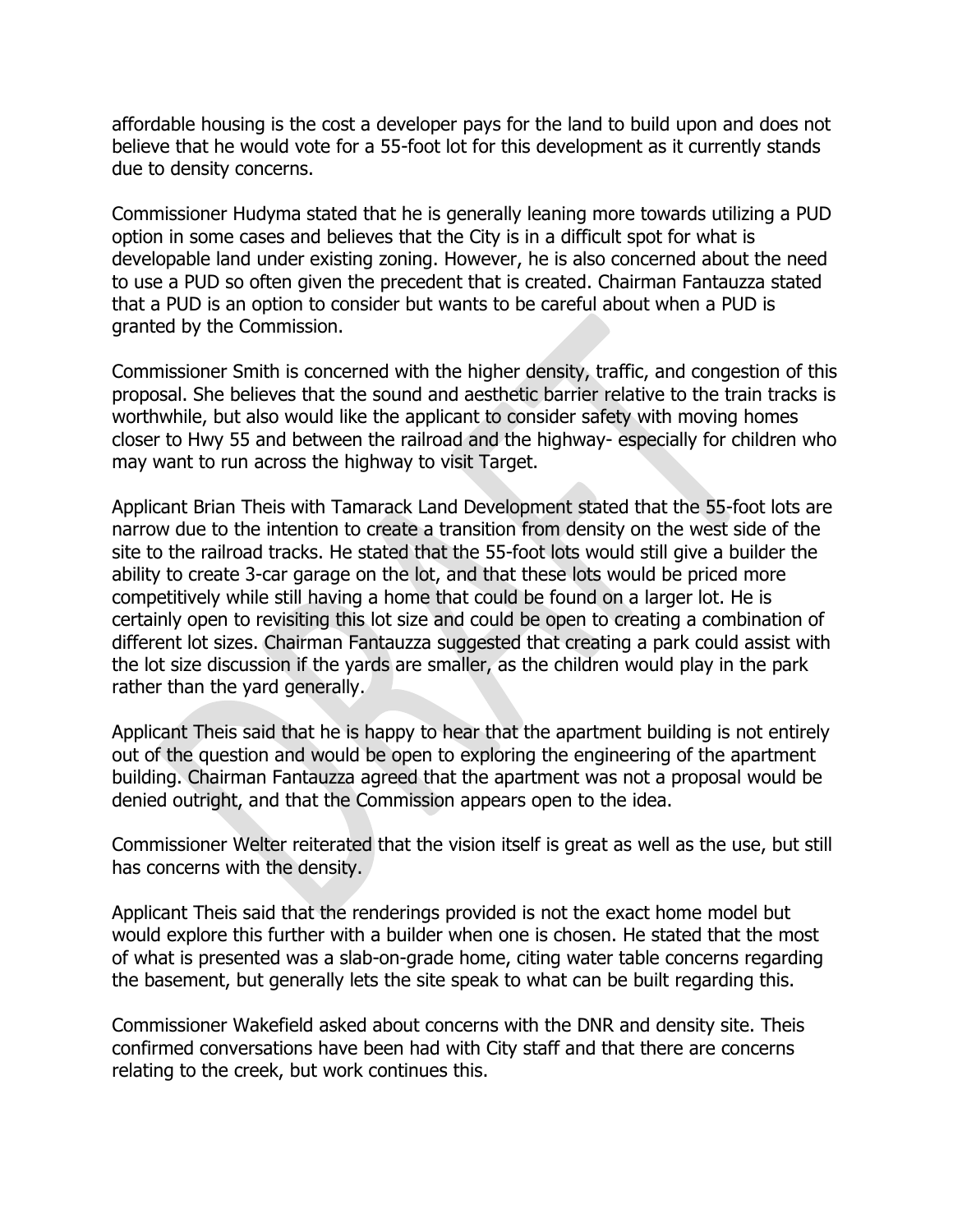affordable housing is the cost a developer pays for the land to build upon and does not believe that he would vote for a 55-foot lot for this development as it currently stands due to density concerns.

Commissioner Hudyma stated that he is generally leaning more towards utilizing a PUD option in some cases and believes that the City is in a difficult spot for what is developable land under existing zoning. However, he is also concerned about the need to use a PUD so often given the precedent that is created. Chairman Fantauzza stated that a PUD is an option to consider but wants to be careful about when a PUD is granted by the Commission.

Commissioner Smith is concerned with the higher density, traffic, and congestion of this proposal. She believes that the sound and aesthetic barrier relative to the train tracks is worthwhile, but also would like the applicant to consider safety with moving homes closer to Hwy 55 and between the railroad and the highway- especially for children who may want to run across the highway to visit Target.

Applicant Brian Theis with Tamarack Land Development stated that the 55-foot lots are narrow due to the intention to create a transition from density on the west side of the site to the railroad tracks. He stated that the 55-foot lots would still give a builder the ability to create 3-car garage on the lot, and that these lots would be priced more competitively while still having a home that could be found on a larger lot. He is certainly open to revisiting this lot size and could be open to creating a combination of different lot sizes. Chairman Fantauzza suggested that creating a park could assist with the lot size discussion if the yards are smaller, as the children would play in the park rather than the yard generally.

Applicant Theis said that he is happy to hear that the apartment building is not entirely out of the question and would be open to exploring the engineering of the apartment building. Chairman Fantauzza agreed that the apartment was not a proposal would be denied outright, and that the Commission appears open to the idea.

Commissioner Welter reiterated that the vision itself is great as well as the use, but still has concerns with the density.

Applicant Theis said that the renderings provided is not the exact home model but would explore this further with a builder when one is chosen. He stated that the most of what is presented was a slab-on-grade home, citing water table concerns regarding the basement, but generally lets the site speak to what can be built regarding this.

Commissioner Wakefield asked about concerns with the DNR and density site. Theis confirmed conversations have been had with City staff and that there are concerns relating to the creek, but work continues this.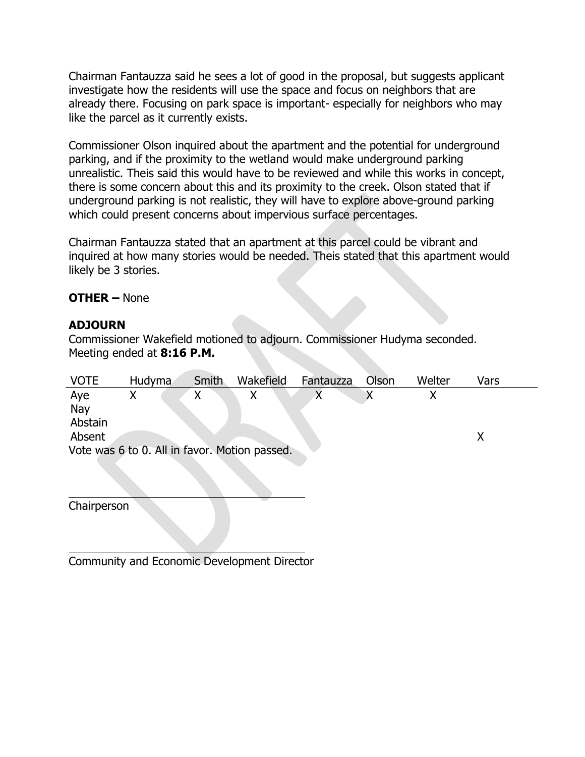Chairman Fantauzza said he sees a lot of good in the proposal, but suggests applicant investigate how the residents will use the space and focus on neighbors that are already there. Focusing on park space is important- especially for neighbors who may like the parcel as it currently exists.

Commissioner Olson inquired about the apartment and the potential for underground parking, and if the proximity to the wetland would make underground parking unrealistic. Theis said this would have to be reviewed and while this works in concept, there is some concern about this and its proximity to the creek. Olson stated that if underground parking is not realistic, they will have to explore above-ground parking which could present concerns about impervious surface percentages.

Chairman Fantauzza stated that an apartment at this parcel could be vibrant and inquired at how many stories would be needed. Theis stated that this apartment would likely be 3 stories.

**OTHER –** None

**ADJOURN**

Commissioner Wakefield motioned to adjourn. Commissioner Hudyma seconded. Meeting ended at **8:16 P.M.**

| VOTE | Hudyma | Smith | Wakefield | Fantauzza | Olson | Welter | Vars |
|---|---|---|---|---|---|---|---|
| Aye | X | X | X | X | X | X | |
| Nay | | | | | | | |
| Abstain | | | | | | | |
| Absent | | | | | | | X |

Vote was 6 to 0. All in favor. Motion passed.

______________________________
Chairperson

______________________________
Community and Economic Development Director